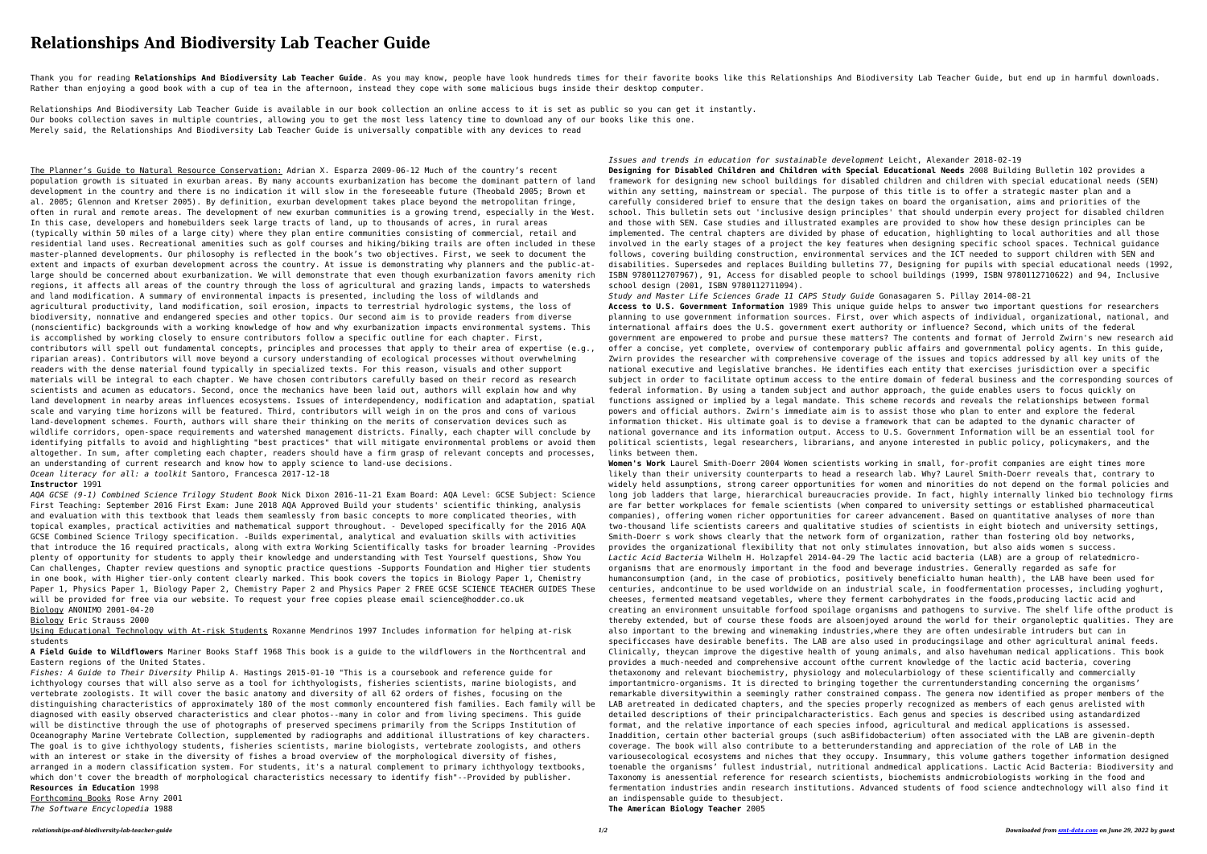# Relationships And Biodiversity Lab Teacher Guide

Thank you for reading **Relationships And Biodiversity Lab Teacher Guide**. As you may know, people have look hundreds times for their favorite books like this Relationships And Biodiversity Lab Teacher Guide, but end up in harmful downloads. Rather than enjoying a good book with a cup of tea in the afternoon, instead they cope with some malicious bugs inside their desktop computer.

Relationships And Biodiversity Lab Teacher Guide is available in our book collection an online access to it is set as public so you can get it instantly.
Our books collection saves in multiple countries, allowing you to get the most less latency time to download any of our books like this one.
Merely said, the Relationships And Biodiversity Lab Teacher Guide is universally compatible with any devices to read

The Planner's Guide to Natural Resource Conservation: Adrian X. Esparza 2009-06-12 Much of the country's recent population growth is situated in exurban areas. By many accounts exurbanization has become the dominant pattern of land development in the country and there is no indication it will slow in the foreseeable future (Theobald 2005; Brown et al. 2005; Glennon and Kretser 2005). By definition, exurban development takes place beyond the metropolitan fringe, often in rural and remote areas. The development of new exurban communities is a growing trend, especially in the West. In this case, developers and homebuilders seek large tracts of land, up to thousands of acres, in rural areas (typically within 50 miles of a large city) where they plan entire communities consisting of commercial, retail and residential land uses. Recreational amenities such as golf courses and hiking/biking trails are often included in these master-planned developments. Our philosophy is reflected in the book's two objectives. First, we seek to document the extent and impacts of exurban development across the country. At issue is demonstrating why planners and the public-at-large should be concerned about exurbanization. We will demonstrate that even though exurbanization favors amenity rich regions, it affects all areas of the country through the loss of agricultural and grazing lands, impacts to watersheds and land modification. A summary of environmental impacts is presented, including the loss of wildlands and agricultural productivity, land modification, soil erosion, impacts to terrestrial hydrologic systems, the loss of biodiversity, nonnative and endangered species and other topics. Our second aim is to provide readers from diverse (nonscientific) backgrounds with a working knowledge of how and why exurbanization impacts environmental systems. This is accomplished by working closely to ensure contributors follow a specific outline for each chapter. First, contributors will spell out fundamental concepts, principles and processes that apply to their area of expertise (e.g., riparian areas). Contributors will move beyond a cursory understanding of ecological processes without overwhelming readers with the dense material found typically in specialized texts. For this reason, visuals and other support materials will be integral to each chapter. We have chosen contributors carefully based on their record as research scientists and acumen as educators. Second, once the mechanics have been laid out, authors will explain how and why land development in nearby areas influences ecosystems. Issues of interdependency, modification and adaptation, spatial scale and varying time horizons will be featured. Third, contributors will weigh in on the pros and cons of various land-development schemes. Fourth, authors will share their thinking on the merits of conservation devices such as wildlife corridors, open-space requirements and watershed management districts. Finally, each chapter will conclude by identifying pitfalls to avoid and highlighting "best practices" that will mitigate environmental problems or avoid them altogether. In sum, after completing each chapter, readers should have a firm grasp of relevant concepts and processes, an understanding of current research and know how to apply science to land-use decisions.

*Ocean literacy for all: a toolkit* Santoro, Francesca 2017-12-18

**Instructor** 1991

*AQA GCSE (9-1) Combined Science Trilogy Student Book* Nick Dixon 2016-11-21 Exam Board: AQA Level: GCSE Subject: Science First Teaching: September 2016 First Exam: June 2018 AQA Approved Build your students' scientific thinking, analysis and evaluation with this textbook that leads them seamlessly from basic concepts to more complicated theories, with topical examples, practical activities and mathematical support throughout. - Developed specifically for the 2016 AQA GCSE Combined Science Trilogy specification. -Builds experimental, analytical and evaluation skills with activities that introduce the 16 required practicals, along with extra Working Scientifically tasks for broader learning -Provides plenty of opportunity for students to apply their knowledge and understanding with Test Yourself questions, Show You Can challenges, Chapter review questions and synoptic practice questions -Supports Foundation and Higher tier students in one book, with Higher tier-only content clearly marked. This book covers the topics in Biology Paper 1, Chemistry Paper 1, Physics Paper 1, Biology Paper 2, Chemistry Paper 2 and Physics Paper 2 FREE GCSE SCIENCE TEACHER GUIDES These will be provided for free via our website. To request your free copies please email science@hodder.co.uk

Biology ANONIMO 2001-04-20

Biology Eric Strauss 2000

Using Educational Technology with At-risk Students Roxanne Mendrinos 1997 Includes information for helping at-risk students

**A Field Guide to Wildflowers** Mariner Books Staff 1968 This book is a guide to the wildflowers in the Northcentral and Eastern regions of the United States.

*Fishes: A Guide to Their Diversity* Philip A. Hastings 2015-01-10 "This is a coursebook and reference guide for ichthyology courses that will also serve as a tool for ichthyologists, fisheries scientists, marine biologists, and vertebrate zoologists. It will cover the basic anatomy and diversity of all 62 orders of fishes, focusing on the distinguishing characteristics of approximately 180 of the most commonly encountered fish families. Each family will be diagnosed with easily observed characteristics and clear photos--many in color and from living specimens. This guide will be distinctive through the use of photographs of preserved specimens primarily from the Scripps Institution of Oceanography Marine Vertebrate Collection, supplemented by radiographs and additional illustrations of key characters. The goal is to give ichthyology students, fisheries scientists, marine biologists, vertebrate zoologists, and others with an interest or stake in the diversity of fishes a broad overview of the morphological diversity of fishes, arranged in a modern classification system. For students, it's a natural complement to primary ichthyology textbooks, which don't cover the breadth of morphological characteristics necessary to identify fish"--Provided by publisher.

**Resources in Education** 1998

Forthcoming Books Rose Arny 2001

*The Software Encyclopedia* 1988

*Issues and trends in education for sustainable development* Leicht, Alexander 2018-02-19

**Designing for Disabled Children and Children with Special Educational Needs** 2008 Building Bulletin 102 provides a framework for designing new school buildings for disabled children and children with special educational needs (SEN) within any setting, mainstream or special. The purpose of this title is to offer a strategic master plan and a carefully considered brief to ensure that the design takes on board the organisation, aims and priorities of the school. This bulletin sets out 'inclusive design principles' that should underpin every project for disabled children and those with SEN. Case studies and illustrated examples are provided to show how these design principles can be implemented. The central chapters are divided by phase of education, highlighting to local authorities and all those involved in the early stages of a project the key features when designing specific school spaces. Technical guidance follows, covering building construction, environmental services and the ICT needed to support children with SEN and disabilities. Supersedes and replaces Building bulletins 77, Designing for pupils with special educational needs (1992, ISBN 9780112707967), 91, Access for disabled people to school buildings (1999, ISBN 9780112710622) and 94, Inclusive school design (2001, ISBN 9780112711094).

*Study and Master Life Sciences Grade 11 CAPS Study Guide* Gonasagaren S. Pillay 2014-08-21

**Access to U.S. Government Information** 1989 This unique guide helps to answer two important questions for researchers planning to use government information sources. First, over which aspects of individual, organizational, national, and international affairs does the U.S. government exert authority or influence? Second, which units of the federal government are empowered to probe and pursue these matters? The contents and format of Jerrold Zwirn's new research aid offer a concise, yet complete, overview of contemporary public affairs and governmental policy agents. In this guide, Zwirn provides the researcher with comprehensive coverage of the issues and topics addressed by all key units of the national executive and legislative branches. He identifies each entity that exercises jurisdiction over a specific subject in order to facilitate optimum access to the entire domain of federal business and the corresponding sources of federal information. By using a tandem subject and author approach, the guide enables users to focus quickly on functions assigned or implied by a legal mandate. This scheme records and reveals the relationships between formal powers and official authors. Zwirn's immediate aim is to assist those who plan to enter and explore the federal information thicket. His ultimate goal is to devise a framework that can be adapted to the dynamic character of national governance and its information output. Access to U.S. Government Information will be an essential tool for political scientists, legal researchers, librarians, and anyone interested in public policy, policymakers, and the links between them.

**Women's Work** Laurel Smith-Doerr 2004 Women scientists working in small, for-profit companies are eight times more likely than their university counterparts to head a research lab. Why? Laurel Smith-Doerr reveals that, contrary to widely held assumptions, strong career opportunities for women and minorities do not depend on the formal policies and long job ladders that large, hierarchical bureaucracies provide. In fact, highly internally linked bio technology firms are far better workplaces for female scientists (when compared to university settings or established pharmaceutical companies), offering women richer opportunities for career advancement. Based on quantitative analyses of more than two-thousand life scientists careers and qualitative studies of scientists in eight biotech and university settings, Smith-Doerr s work shows clearly that the network form of organization, rather than fostering old boy networks, provides the organizational flexibility that not only stimulates innovation, but also aids women s success.

*Lactic Acid Bacteria* Wilhelm H. Holzapfel 2014-04-29 The lactic acid bacteria (LAB) are a group of relatedmicro-organisms that are enormously important in the food and beverage industries. Generally regarded as safe for humanconsumption (and, in the case of probiotics, positively beneficialto human health), the LAB have been used for centuries, andcontinue to be used worldwide on an industrial scale, in foodfermentation processes, including yoghurt, cheeses, fermented meatsand vegetables, where they ferment carbohydrates in the foods,producing lactic acid and creating an environment unsuitable forfood spoilage organisms and pathogens to survive. The shelf life ofthe product is thereby extended, but of course these foods are alsoenjoyed around the world for their organoleptic qualities. They are also important to the brewing and winemaking industries,where they are often undesirable intruders but can in specificcases have desirable benefits. The LAB are also used in producingsilage and other agricultural animal feeds. Clinically, theycan improve the digestive health of young animals, and also havehuman medical applications. This book provides a much-needed and comprehensive account ofthe current knowledge of the lactic acid bacteria, covering thetaxonomy and relevant biochemistry, physiology and molecularbiology of these scientifically and commercially importantmicro-organisms. It is directed to bringing together the currentunderstanding concerning the organisms' remarkable diversitywithin a seemingly rather constrained compass. The genera now identified as proper members of the LAB aretreated in dedicated chapters, and the species properly recognized as members of each genus arelisted with detailed descriptions of their principalcharacteristics. Each genus and species is described using astandardized format, and the relative importance of each species infood, agricultural and medical applications is assessed. Inaddition, certain other bacterial groups (such asBifidobacterium) often associated with the LAB are givenin-depth coverage. The book will also contribute to a betterunderstanding and appreciation of the role of LAB in the variousecological ecosystems and niches that they occupy. Insummary, this volume gathers together information designed toenable the organisms' fullest industrial, nutritional andmedical applications. Lactic Acid Bacteria: Biodiversity and Taxonomy is anessential reference for research scientists, biochemists andmicrobiologists working in the food and fermentation industries andin research institutions. Advanced students of food science andtechnology will also find it an indispensable guide to thesubject.

**The American Biology Teacher** 2005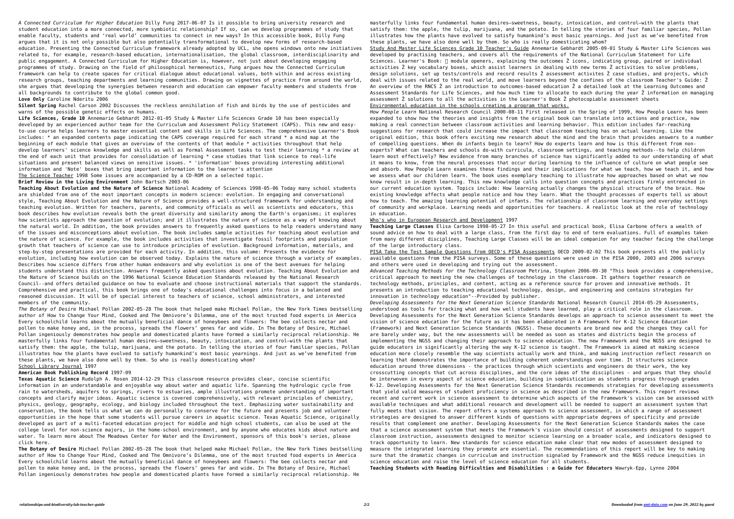*A Connected Curriculum for Higher Education* Dilly Fung 2017-06-07 Is it possible to bring university research and student education into a more connected, more symbiotic relationship? If so, can we develop programmes of study that enable faculty, students and 'real world' communities to connect in new ways? In this accessible book, Dilly Fung argues that it is not only possible but also potentially transformational to develop new forms of research-based education. Presenting the Connected Curriculum framework already adopted by UCL, she opens windows onto new initiatives related to, for example, research-based education, internationalisation, the global classroom, interdisciplinarity and public engagement. A Connected Curriculum for Higher Education is, however, not just about developing engaging programmes of study. Drawing on the field of philosophical hermeneutics, Fung argues how the Connected Curriculum framework can help to create spaces for critical dialogue about educational values, both within and across existing research groups, teaching departments and learning communities. Drawing on vignettes of practice from around the world, she argues that developing the synergies between research and education can empower faculty members and students from all backgrounds to contribute to the global common good.

**Love Only** Caroline Nderitu 2006

**Silent Spring** Rachel Carson 2002 Discusses the reckless annihilation of fish and birds by the use of pesticides and warns of the possible genetic effects on humans.

**Life Sciences, Grade 10** Annemarie Gebhardt 2012-01-05 Study & Master Life Sciences Grade 10 has been especially developed by an experienced author team for the Curriculum and Assessment Policy Statement (CAPS). This new and easy-to-use course helps learners to master essential content and skills in Life Sciences. The comprehensive Learner's Book includes: * an expanded contents page indicating the CAPS coverage required for each strand * a mind map at the beginning of each module that gives an overview of the contents of that module * activities throughout that help develop learners' science knowledge and skills as well as Formal Assessment tasks to test their learning * a review at the end of each unit that provides for consolidation of learning * case studies that link science to real-life situations and present balanced views on sensitive issues. * 'information' boxes providing interesting additional information and 'Note' boxes that bring important information to the learner's attention

The Science Teacher 1998 Some issues are accompanied by a CD-ROM on a selected topic.

**Brief Review in the Living Environment** John Bartsch 2003-06

**Teaching About Evolution and the Nature of Science** National Academy of Sciences 1998-05-06 Today many school students are shielded from one of the most important concepts in modern science: evolution. In engaging and conversational style, Teaching About Evolution and the Nature of Science provides a well-structured framework for understanding and teaching evolution. Written for teachers, parents, and community officials as well as scientists and educators, this book describes how evolution reveals both the great diversity and similarity among the Earth's organisms; it explores how scientists approach the question of evolution; and it illustrates the nature of science as a way of knowing about the natural world. In addition, the book provides answers to frequently asked questions to help readers understand many of the issues and misconceptions about evolution. The book includes sample activities for teaching about evolution and the nature of science. For example, the book includes activities that investigate fossil footprints and population growth that teachers of science can use to introduce principles of evolution. Background information, materials, and step-by-step presentations are provided for each activity. In addition, this volume: Presents the evidence for evolution, including how evolution can be observed today. Explains the nature of science through a variety of examples. Describes how science differs from other human endeavors and why evolution is one of the best avenues for helping students understand this distinction. Answers frequently asked questions about evolution. Teaching About Evolution and the Nature of Science builds on the 1996 National Science Education Standards released by the National Research Council--and offers detailed guidance on how to evaluate and choose instructional materials that support the standards. Comprehensive and practical, this book brings one of today's educational challenges into focus in a balanced and reasoned discussion. It will be of special interest to teachers of science, school administrators, and interested members of the community.

*The Botany of Desire* Michael Pollan 2002-05-28 The book that helped make Michael Pollan, the New York Times bestselling author of How to Change Your Mind, Cooked and The Omnivore's Dilemma, one of the most trusted food experts in America Every schoolchild learns about the mutually beneficial dance of honeybees and flowers: The bee collects nectar and pollen to make honey and, in the process, spreads the flowers' genes far and wide. In The Botany of Desire, Michael Pollan ingeniously demonstrates how people and domesticated plants have formed a similarly reciprocal relationship. He masterfully links four fundamental human desires—sweetness, beauty, intoxication, and control—with the plants that satisfy them: the apple, the tulip, marijuana, and the potato. In telling the stories of four familiar species, Pollan illustrates how the plants have evolved to satisfy humankind's most basic yearnings. And just as we've benefited from these plants, we have also done well by them. So who is really domesticating whom?

School Library Journal 1997

**American Book Publishing Record** 1997-09

**Texas Aquatic Science** Rudolph A. Rosen 2014-12-29 This classroom resource provides clear, concise scientific information in an understandable and enjoyable way about water and aquatic life. Spanning the hydrologic cycle from rain to watersheds, aquifers to springs, rivers to estuaries, ample illustrations promote understanding of important concepts and clarify major ideas. Aquatic science is covered comprehensively, with relevant principles of chemistry, physics, geology, geography, ecology, and biology included throughout the text. Emphasizing water sustainability and conservation, the book tells us what we can do personally to conserve for the future and presents job and volunteer opportunities in the hope that some students will pursue careers in aquatic science. Texas Aquatic Science, originally developed as part of a multi-faceted education project for middle and high school students, can also be used at the college level for non-science majors, in the home-school environment, and by anyone who educates kids about nature and water. To learn more about The Meadows Center for Water and the Environment, sponsors of this book's series, please click here.

**The Botany of Desire** Michael Pollan 2002-05-28 The book that helped make Michael Pollan, the New York Times bestselling author of How to Change Your Mind, Cooked and The Omnivore's Dilemma, one of the most trusted food experts in America Every schoolchild learns about the mutually beneficial dance of honeybees and flowers: The bee collects nectar and pollen to make honey and, in the process, spreads the flowers' genes far and wide. In The Botany of Desire, Michael Pollan ingeniously demonstrates how people and domesticated plants have formed a similarly reciprocal relationship. He masterfully links four fundamental human desires—sweetness, beauty, intoxication, and control—with the plants that satisfy them: the apple, the tulip, marijuana, and the potato. In telling the stories of four familiar species, Pollan illustrates how the plants have evolved to satisfy humankind's most basic yearnings. And just as we've benefited from these plants, we have also done well by them. So who is really domesticating whom?

Study And Master Life Sciences Grade 10 Teacher's Guide Annemarie Gebhardt 2005-09-01 Study & Master Life Sciences was developed by practising teachers, and covers all the requirements of the National Curriculum Statement for Life Sciences. Learner's Book:  module openers, explaining the outcomes Ž icons, indicating group, paired or individual activities Ž key vocabulary boxes, which assist learners in dealing with new terms Ž activities to solve problems, design solutions, set up tests/controls and record results Ž assessment activites Ž case studies, and projects, which deal with issues related to the real world, and move learners beyond the confines of the classroom Teacher's Guide: Ž An overview of the RNCS Ž an introduction to outcomes-based education Ž a detailed look at the Learning Outcomes and Assessment Standards for Life Sciences, and how much time to allocate to each during the year Ž information on managing assessment Ž solutions to all the activities in the Learner's Book Ž photocopiable assessment sheets

Environmental education in the schools creating a program that works.

*How People Learn* National Research Council 2000-08-11 First released in the Spring of 1999, How People Learn has been expanded to show how the theories and insights from the original book can translate into actions and practice, now making a real connection between classroom activities and learning behavior. This edition includes far-reaching suggestions for research that could increase the impact that classroom teaching has on actual learning. Like the original edition, this book offers exciting new research about the mind and the brain that provides answers to a number of compelling questions. When do infants begin to learn? How do experts learn and how is this different from non-experts? What can teachers and schools do-with curricula, classroom settings, and teaching methods--to help children learn most effectively? New evidence from many branches of science has significantly added to our understanding of what it means to know, from the neural processes that occur during learning to the influence of culture on what people see and absorb. How People Learn examines these findings and their implications for what we teach, how we teach it, and how we assess what our children learn. The book uses exemplary teaching to illustrate how approaches based on what we now know result in in-depth learning. This new knowledge calls into question concepts and practices firmly entrenched in our current education system. Topics include: How learning actually changes the physical structure of the brain. How existing knowledge affects what people notice and how they learn. What the thought processes of experts tell us about how to teach. The amazing learning potential of infants. The relationship of classroom learning and everyday settings of community and workplace. Learning needs and opportunities for teachers. A realistic look at the role of technology in education.

Who's who in European Research and Development 1997

**Teaching Large Classes** Elisa Carbone 1998-05-27 In this useful and practical book, Elisa Carbone offers a wealth of sound advice on how to deal with a large class, from the first day to end of term evaluations. Full of examples taken from many different disciplines, Teaching Large Classes will be an ideal companion for any teacher facing the challenge of the large introductory class.

PISA Take the Test Sample Questions from OECD's PISA Assessments OECD 2009-02-02 This book presents all the publicly available questions from the PISA surveys. Some of these questions were used in the PISA 2000, 2003 and 2006 surveys and others were used in developing and trying out the assessment.

*Advanced Teaching Methods for the Technology Classroom* Petrina, Stephen 2006-09-30 "This book provides a comprehensive, critical approach to meeting the new challenges of technology in the classroom. It gathers together research on technology methods, principles, and content, acting as a reference source for proven and innovative methods. It presents an introduction to teaching educational technology, design, and engineering and contains strategies for innovation in technology education"--Provided by publisher.

*Developing Assessments for the Next Generation Science Standards* National Research Council 2014-05-29 Assessments, understood as tools for tracking what and how well students have learned, play a critical role in the classroom. Developing Assessments for the Next Generation Science Standards develops an approach to science assessment to meet the vision of science education for the future as it has been elaborated in A Framework for K-12 Science Education (Framework) and Next Generation Science Standards (NGSS). These documents are brand new and the changes they call for are barely under way, but the new assessments will be needed as soon as states and districts begin the process of implementing the NGSS and changing their approach to science education. The new Framework and the NGSS are designed to guide educators in significantly altering the way K-12 science is taught. The Framework is aimed at making science education more closely resemble the way scientists actually work and think, and making instruction reflect research on learning that demonstrates the importance of building coherent understandings over time. It structures science education around three dimensions - the practices through which scientists and engineers do their work, the key crosscutting concepts that cut across disciplines, and the core ideas of the disciplines - and argues that they should be interwoven in every aspect of science education, building in sophistication as students progress through grades K-12. Developing Assessments for the Next Generation Science Standards recommends strategies for developing assessments that yield valid measures of student proficiency in science as described in the new Framework. This report reviews recent and current work in science assessment to determine which aspects of the Framework's vision can be assessed with available techniques and what additional research and development will be needed to support an assessment system that fully meets that vision. The report offers a systems approach to science assessment, in which a range of assessment strategies are designed to answer different kinds of questions with appropriate degrees of specificity and provide results that complement one another. Developing Assessments for the Next Generation Science Standards makes the case that a science assessment system that meets the Framework's vision should consist of assessments designed to support classroom instruction, assessments designed to monitor science learning on a broader scale, and indicators designed to track opportunity to learn. New standards for science education make clear that new modes of assessment designed to measure the integrated learning they promote are essential. The recommendations of this report will be key to making sure that the dramatic changes in curriculum and instruction signaled by Framework and the NGSS reduce inequities in science education and raise the level of science education for all students.

**Teaching Students with Reading Difficulties and Disabilities : a Guide for Educators** Wawryk-Epp, Lynne 2004